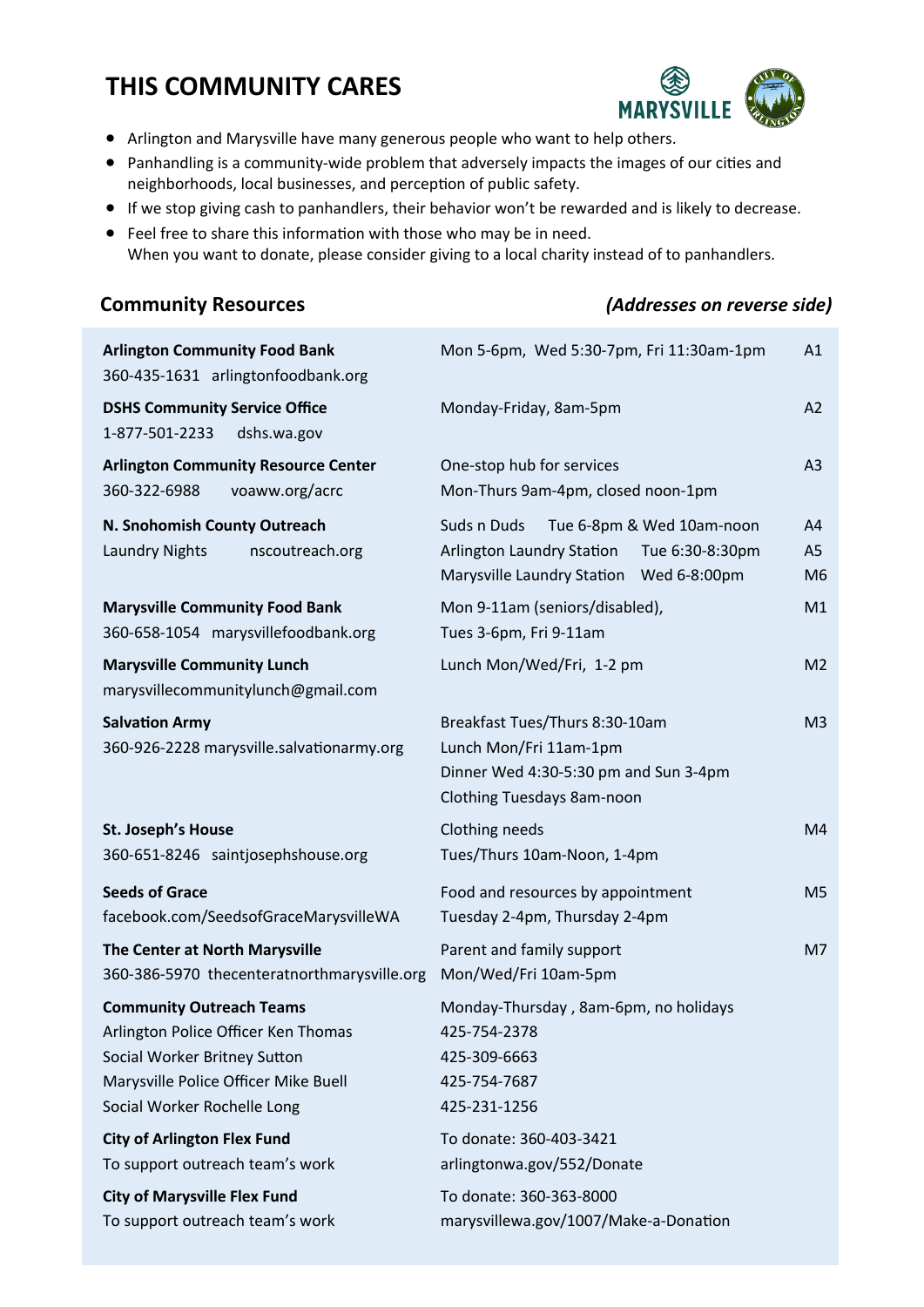# THIS COMMUNITY CARES

- Arlington and Marysville have many generous people who want to help others.
- Panhandling is a community-wide problem that adversely impacts the images of our cities and neighborhoods, local businesses, and perception of public safety.
- If we stop giving cash to panhandlers, their behavior won't be rewarded and is likely to decrease.
- Feel free to share this information with those who may be in need.
  When you want to donate, please consider giving to a local charity instead of to panhandlers.

## Community Resources

*(Addresses on reverse side)*

| Resource | Details | Map |
|---|---|---|
| **Arlington Community Food Bank**<br>360-435-1631 arlingtonfoodbank.org | Mon 5-6pm, Wed 5:30-7pm, Fri 11:30am-1pm | A1 |
| **DSHS Community Service Office**<br>1-877-501-2233 dshs.wa.gov | Monday-Friday, 8am-5pm | A2 |
| **Arlington Community Resource Center**<br>360-322-6988 voaww.org/acrc | One-stop hub for services<br>Mon-Thurs 9am-4pm, closed noon-1pm | A3 |
| **N. Snohomish County Outreach**<br>Laundry Nights nscoutreach.org | Suds n Duds Tue 6-8pm & Wed 10am-noon<br>Arlington Laundry Station Tue 6:30-8:30pm<br>Marysville Laundry Station Wed 6-8:00pm | A4<br>A5<br>M6 |
| **Marysville Community Food Bank**<br>360-658-1054 marysvillefoodbank.org | Mon 9-11am (seniors/disabled),<br>Tues 3-6pm, Fri 9-11am | M1 |
| **Marysville Community Lunch**<br>marysvillecommunitylunch@gmail.com | Lunch Mon/Wed/Fri, 1-2 pm | M2 |
| **Salvation Army**<br>360-926-2228 marysville.salvationarmy.org | Breakfast Tues/Thurs 8:30-10am<br>Lunch Mon/Fri 11am-1pm<br>Dinner Wed 4:30-5:30 pm and Sun 3-4pm<br>Clothing Tuesdays 8am-noon | M3 |
| **St. Joseph's House**<br>360-651-8246 saintjosephshouse.org | Clothing needs<br>Tues/Thurs 10am-Noon, 1-4pm | M4 |
| **Seeds of Grace**<br>facebook.com/SeedsofGraceMarysvilleWA | Food and resources by appointment<br>Tuesday 2-4pm, Thursday 2-4pm | M5 |
| **The Center at North Marysville**<br>360-386-5970 thecenteratnorthmarysville.org | Parent and family support<br>Mon/Wed/Fri 10am-5pm | M7 |
| **Community Outreach Teams**<br>Arlington Police Officer Ken Thomas<br>Social Worker Britney Sutton<br>Marysville Police Officer Mike Buell<br>Social Worker Rochelle Long | Monday-Thursday , 8am-6pm, no holidays<br>425-754-2378<br>425-309-6663<br>425-754-7687<br>425-231-1256 | |
| **City of Arlington Flex Fund**<br>To support outreach team's work | To donate: 360-403-3421<br>arlingtonwa.gov/552/Donate | |
| **City of Marysville Flex Fund**<br>To support outreach team's work | To donate: 360-363-8000<br>marysvillewa.gov/1007/Make-a-Donation | |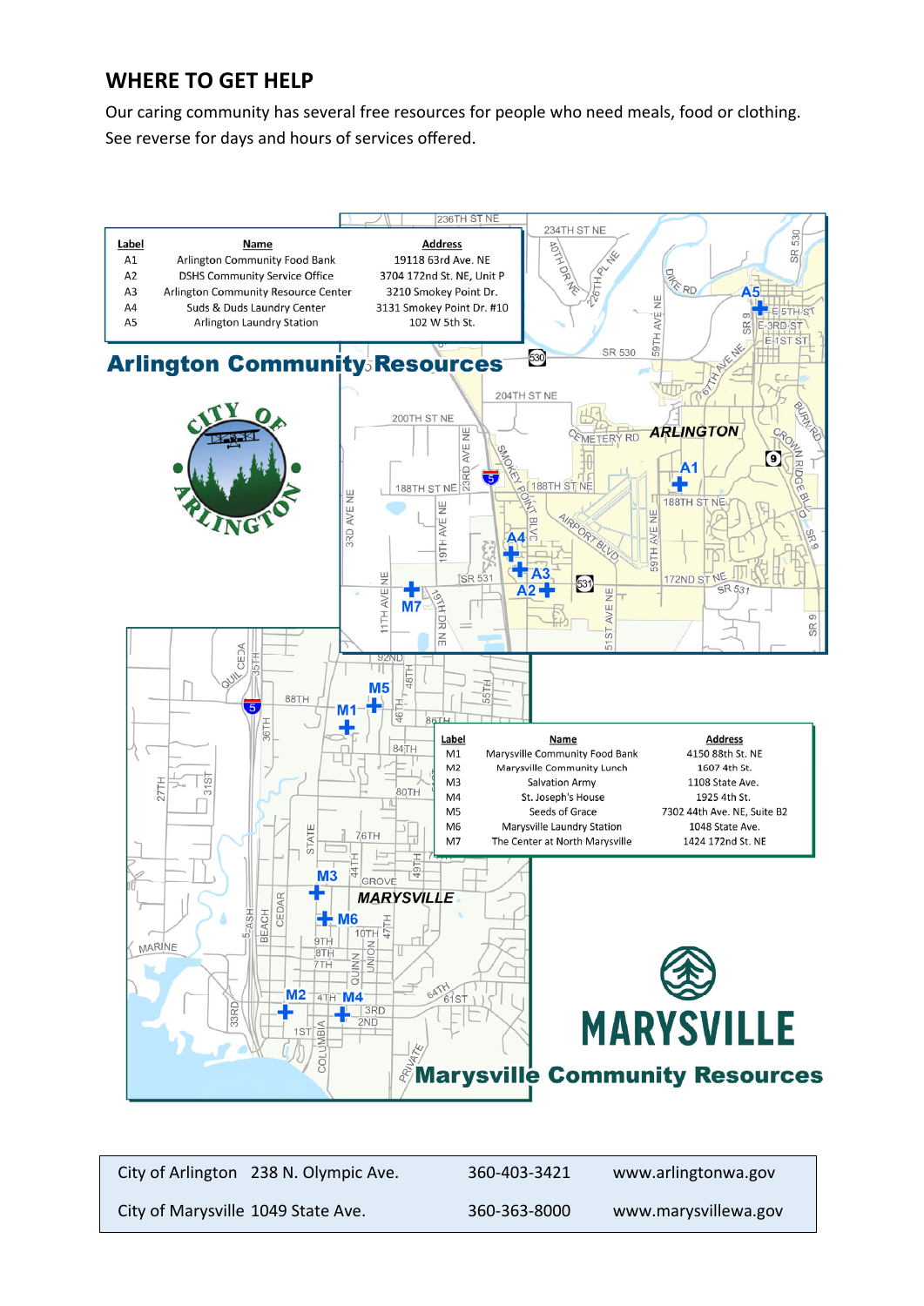## WHERE TO GET HELP

Our caring community has several free resources for people who need meals, food or clothing. See reverse for days and hours of services offered.

### Arlington Community Resources

| Label | Name | Address |
|---|---|---|
| A1 | Arlington Community Food Bank | 19118 63rd Ave. NE |
| A2 | DSHS Community Service Office | 3704 172nd St. NE, Unit P |
| A3 | Arlington Community Resource Center | 3210 Smokey Point Dr. |
| A4 | Suds & Duds Laundry Center | 3131 Smokey Point Dr. #10 |
| A5 | Arlington Laundry Station | 102 W 5th St. |

### Marysville Community Resources

| Label | Name | Address |
|---|---|---|
| M1 | Marysville Community Food Bank | 4150 88th St. NE |
| M2 | Marysville Community Lunch | 1607 4th St. |
| M3 | Salvation Army | 1108 State Ave. |
| M4 | St. Joseph's House | 1925 4th St. |
| M5 | Seeds of Grace | 7302 44th Ave. NE, Suite B2 |
| M6 | Marysville Laundry Station | 1048 State Ave. |
| M7 | The Center at North Marysville | 1424 172nd St. NE |

| | | | |
|---|---|---|---|
| City of Arlington | 238 N. Olympic Ave. | 360-403-3421 | www.arlingtonwa.gov |
| City of Marysville | 1049 State Ave. | 360-363-8000 | www.marysvillewa.gov |